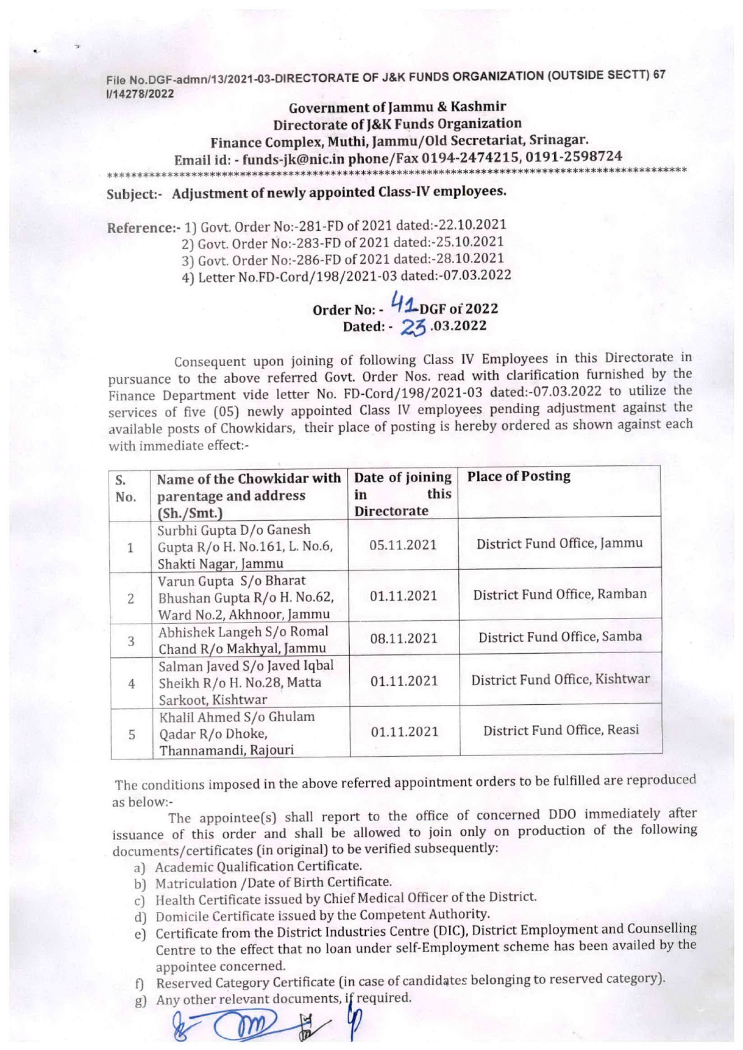File No.DGF-admn/13/2021-03-DIRECTORATE OF J&K FUNDS ORGANIZATION (OUTSIDE SECTT) 67
I/14278/2022

**Government of Jammu & Kashmir**
**Directorate of J&K Funds Organization**
**Finance Complex, Muthi, Jammu/Old Secretariat, Srinagar.**
**Email id: - funds-jk@nic.in phone/Fax 0194-2474215, 0191-2598724**

***************************************************************************************************

**Subject:- Adjustment of newly appointed Class-IV employees.**

Reference:- 1) Govt. Order No:-281-FD of 2021 dated:-22.10.2021
2) Govt. Order No:-283-FD of 2021 dated:-25.10.2021
3) Govt. Order No:-286-FD of 2021 dated:-28.10.2021
4) Letter No.FD-Cord/198/2021-03 dated:-07.03.2022

**Order No: - 41-DGF of 2022**
**Dated: - 23.03.2022**

Consequent upon joining of following Class IV Employees in this Directorate in pursuance to the above referred Govt. Order Nos. read with clarification furnished by the Finance Department vide letter No. FD-Cord/198/2021-03 dated:-07.03.2022 to utilize the services of five (05) newly appointed Class IV employees pending adjustment against the available posts of Chowkidars, their place of posting is hereby ordered as shown against each with immediate effect:-

| S. No. | Name of the Chowkidar with parentage and address (Sh./Smt.) | Date of joining in this Directorate | Place of Posting |
|---|---|---|---|
| 1 | Surbhi Gupta D/o Ganesh Gupta R/o H. No.161, L. No.6, Shakti Nagar, Jammu | 05.11.2021 | District Fund Office, Jammu |
| 2 | Varun Gupta S/o Bharat Bhushan Gupta R/o H. No.62, Ward No.2, Akhnoor, Jammu | 01.11.2021 | District Fund Office, Ramban |
| 3 | Abhishek Langeh S/o Romal Chand R/o Makhyal, Jammu | 08.11.2021 | District Fund Office, Samba |
| 4 | Salman Javed S/o Javed Iqbal Sheikh R/o H. No.28, Matta Sarkoot, Kishtwar | 01.11.2021 | District Fund Office, Kishtwar |
| 5 | Khalil Ahmed S/o Ghulam Qadar R/o Dhoke, Thannamandi, Rajouri | 01.11.2021 | District Fund Office, Reasi |

The conditions imposed in the above referred appointment orders to be fulfilled are reproduced as below:-

The appointee(s) shall report to the office of concerned DDO immediately after issuance of this order and shall be allowed to join only on production of the following documents/certificates (in original) to be verified subsequently:

a) Academic Qualification Certificate.
b) Matriculation /Date of Birth Certificate.
c) Health Certificate issued by Chief Medical Officer of the District.
d) Domicile Certificate issued by the Competent Authority.
e) Certificate from the District Industries Centre (DIC), District Employment and Counselling Centre to the effect that no loan under self-Employment scheme has been availed by the appointee concerned.
f) Reserved Category Certificate (in case of candidates belonging to reserved category).
g) Any other relevant documents, if required.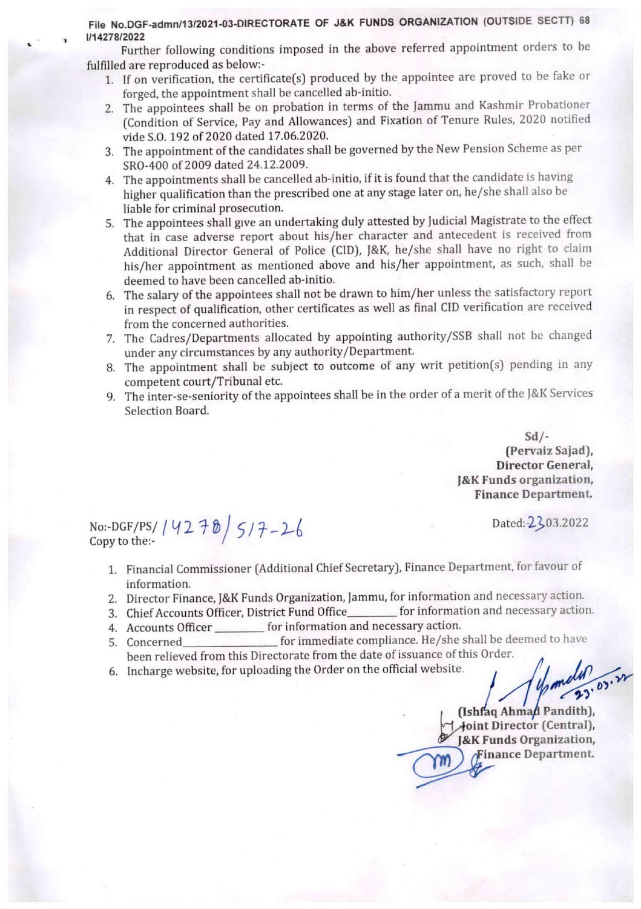File No.DGF-admn/13/2021-03-DIRECTORATE OF J&K FUNDS ORGANIZATION (OUTSIDE SECTT) 68 I/14278/2022

Further following conditions imposed in the above referred appointment orders to be fulfilled are reproduced as below:-

1. If on verification, the certificate(s) produced by the appointee are proved to be fake or forged, the appointment shall be cancelled ab-initio.
2. The appointees shall be on probation in terms of the Jammu and Kashmir Probationer (Condition of Service, Pay and Allowances) and Fixation of Tenure Rules, 2020 notified vide S.O. 192 of 2020 dated 17.06.2020.
3. The appointment of the candidates shall be governed by the New Pension Scheme as per SRO-400 of 2009 dated 24.12.2009.
4. The appointments shall be cancelled ab-initio, if it is found that the candidate is having higher qualification than the prescribed one at any stage later on, he/she shall also be liable for criminal prosecution.
5. The appointees shall give an undertaking duly attested by Judicial Magistrate to the effect that in case adverse report about his/her character and antecedent is received from Additional Director General of Police (CID), J&K, he/she shall have no right to claim his/her appointment as mentioned above and his/her appointment, as such, shall be deemed to have been cancelled ab-initio.
6. The salary of the appointees shall not be drawn to him/her unless the satisfactory report in respect of qualification, other certificates as well as final CID verification are received from the concerned authorities.
7. The Cadres/Departments allocated by appointing authority/SSB shall not be changed under any circumstances by any authority/Department.
8. The appointment shall be subject to outcome of any writ petition(s) pending in any competent court/Tribunal etc.
9. The inter-se-seniority of the appointees shall be in the order of a merit of the J&K Services Selection Board.

Sd/-
**(Pervaiz Sajad),**
**Director General,**
**J&K Funds organization,**
**Finance Department.**

No:-DGF/PS/ 14278/ 517-26
Copy to the:-

Dated:-23.03.2022

1. Financial Commissioner (Additional Chief Secretary), Finance Department, for favour of information.
2. Director Finance, J&K Funds Organization, Jammu, for information and necessary action.
3. Chief Accounts Officer, District Fund Office________ for information and necessary action.
4. Accounts Officer ________ for information and necessary action.
5. Concerned________________ for immediate compliance. He/she shall be deemed to have been relieved from this Directorate from the date of issuance of this Order.
6. Incharge website, for uploading the Order on the official website.

23.03.22

**(Ishfaq Ahmad Pandith),**
**Joint Director (Central),**
**J&K Funds Organization,**
**Finance Department.**